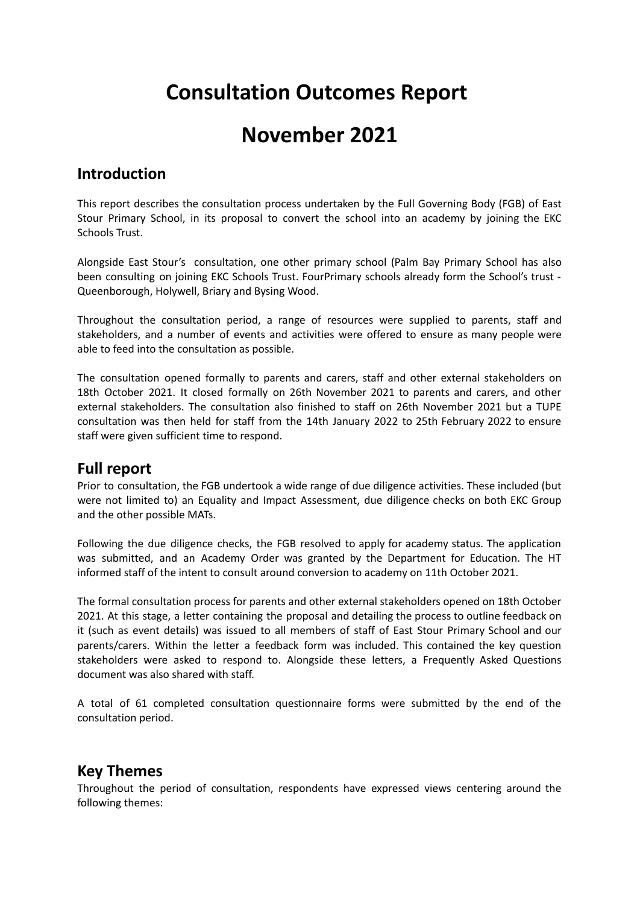# Consultation Outcomes Report

# November 2021

## Introduction

This report describes the consultation process undertaken by the Full Governing Body (FGB) of East Stour Primary School, in its proposal to convert the school into an academy by joining the EKC Schools Trust.

Alongside East Stour's consultation, one other primary school (Palm Bay Primary School has also been consulting on joining EKC Schools Trust. FourPrimary schools already form the School's trust - Queenborough, Holywell, Briary and Bysing Wood.

Throughout the consultation period, a range of resources were supplied to parents, staff and stakeholders, and a number of events and activities were offered to ensure as many people were able to feed into the consultation as possible.

The consultation opened formally to parents and carers, staff and other external stakeholders on 18th October 2021. It closed formally on 26th November 2021 to parents and carers, and other external stakeholders. The consultation also finished to staff on 26th November 2021 but a TUPE consultation was then held for staff from the 14th January 2022 to 25th February 2022 to ensure staff were given sufficient time to respond.

## Full report

Prior to consultation, the FGB undertook a wide range of due diligence activities. These included (but were not limited to) an Equality and Impact Assessment, due diligence checks on both EKC Group and the other possible MATs.

Following the due diligence checks, the FGB resolved to apply for academy status. The application was submitted, and an Academy Order was granted by the Department for Education. The HT informed staff of the intent to consult around conversion to academy on 11th October 2021.

The formal consultation process for parents and other external stakeholders opened on 18th October 2021. At this stage, a letter containing the proposal and detailing the process to outline feedback on it (such as event details) was issued to all members of staff of East Stour Primary School and our parents/carers. Within the letter a feedback form was included. This contained the key question stakeholders were asked to respond to. Alongside these letters, a Frequently Asked Questions document was also shared with staff.

A total of 61 completed consultation questionnaire forms were submitted by the end of the consultation period.

## Key Themes

Throughout the period of consultation, respondents have expressed views centering around the following themes: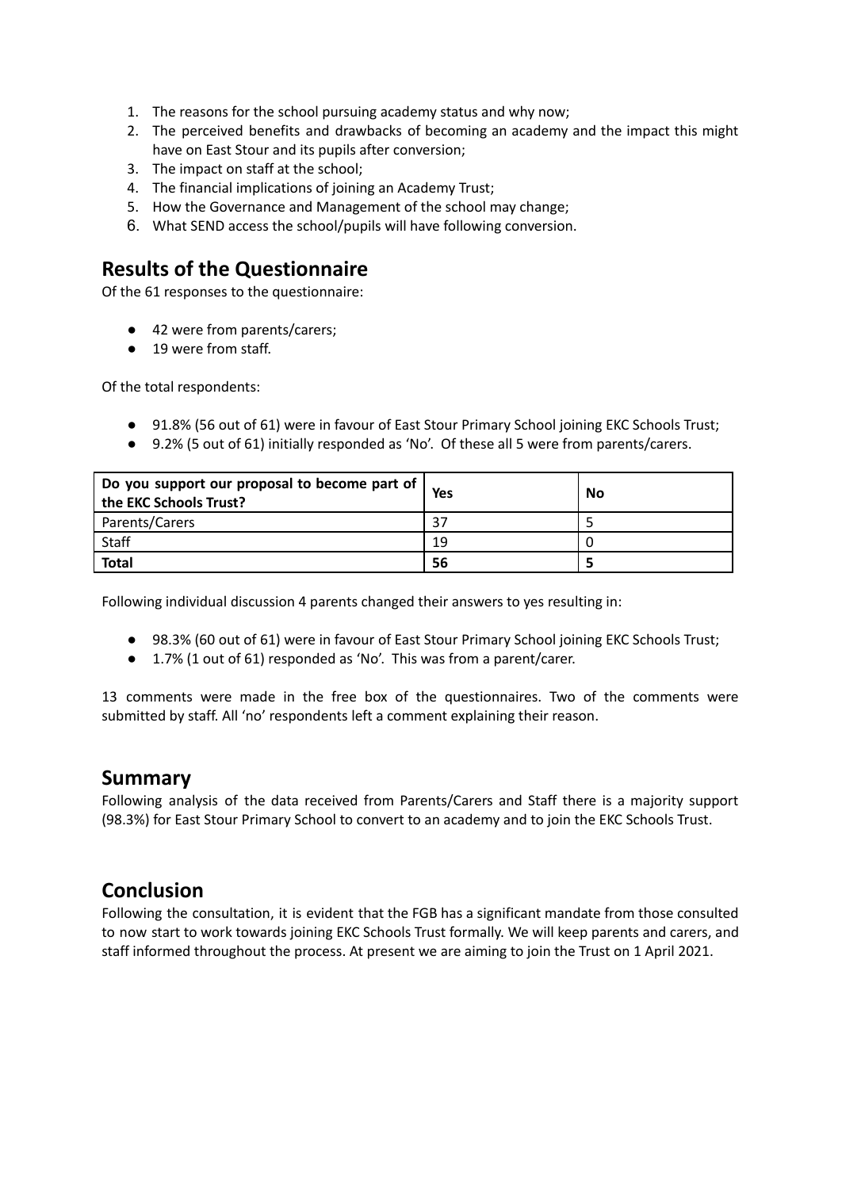1. The reasons for the school pursuing academy status and why now;
2. The perceived benefits and drawbacks of becoming an academy and the impact this might have on East Stour and its pupils after conversion;
3. The impact on staff at the school;
4. The financial implications of joining an Academy Trust;
5. How the Governance and Management of the school may change;
6. What SEND access the school/pupils will have following conversion.

## Results of the Questionnaire

Of the 61 responses to the questionnaire:

- 42 were from parents/carers;
- 19 were from staff.

Of the total respondents:

- 91.8% (56 out of 61) were in favour of East Stour Primary School joining EKC Schools Trust;
- 9.2% (5 out of 61) initially responded as 'No'. Of these all 5 were from parents/carers.

| **Do you support our proposal to become part of the EKC Schools Trust?** | **Yes** | **No** |
|---|---|---|
| Parents/Carers | 37 | 5 |
| Staff | 19 | 0 |
| **Total** | **56** | **5** |

Following individual discussion 4 parents changed their answers to yes resulting in:

- 98.3% (60 out of 61) were in favour of East Stour Primary School joining EKC Schools Trust;
- 1.7% (1 out of 61) responded as 'No'. This was from a parent/carer.

13 comments were made in the free box of the questionnaires. Two of the comments were submitted by staff. All 'no' respondents left a comment explaining their reason.

## Summary

Following analysis of the data received from Parents/Carers and Staff there is a majority support (98.3%) for East Stour Primary School to convert to an academy and to join the EKC Schools Trust.

## Conclusion

Following the consultation, it is evident that the FGB has a significant mandate from those consulted to now start to work towards joining EKC Schools Trust formally. We will keep parents and carers, and staff informed throughout the process. At present we are aiming to join the Trust on 1 April 2021.